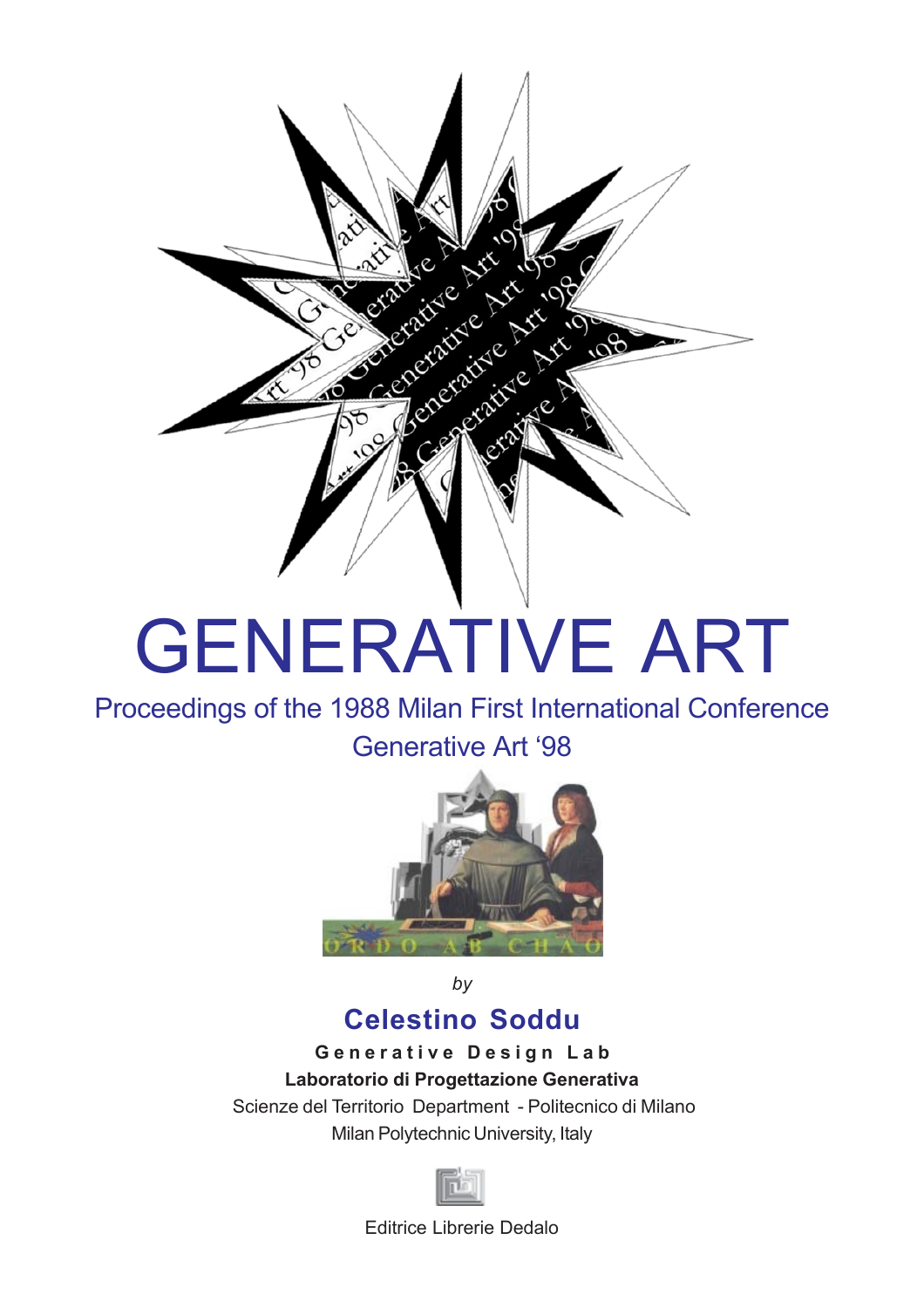# GENERATIVE ART

Proceedings of the 1988 Milan First International Conference
Generative Art '98

*by*

**Celestino Soddu**

**Generative Design Lab**

**Laboratorio di Progettazione Generativa**

Scienze del Territorio Department - Politecnico di Milano

Milan Polytechnic University, Italy

Editrice Librerie Dedalo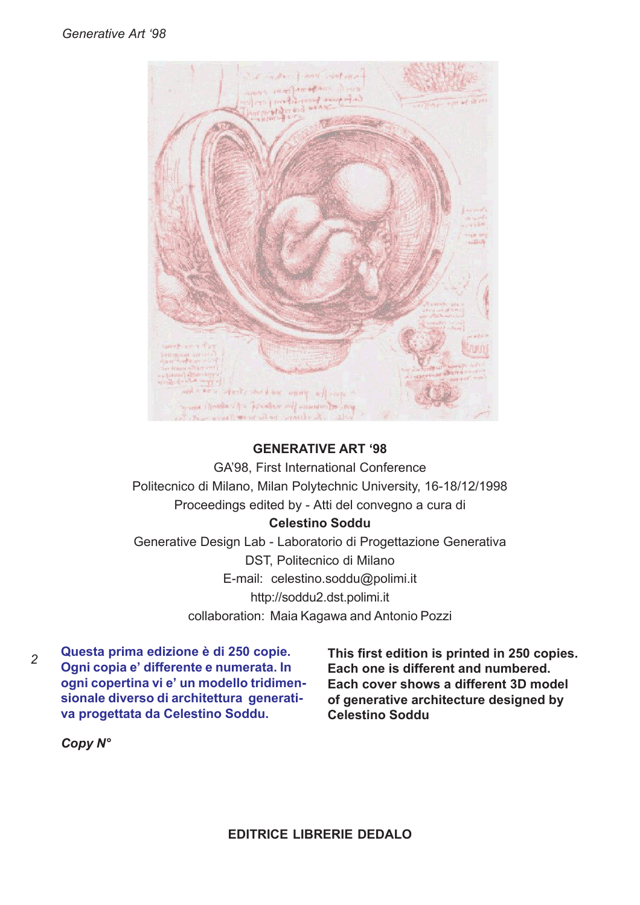**GENERATIVE ART '98**

GA'98, First International Conference

Politecnico di Milano, Milan Polytechnic University, 16-18/12/1998

Proceedings edited by - Atti del convegno a cura di

**Celestino Soddu**

Generative Design Lab - Laboratorio di Progettazione Generativa

DST, Politecnico di Milano

E-mail: celestino.soddu@polimi.it

http://soddu2.dst.polimi.it

collaboration: Maia Kagawa and Antonio Pozzi

**Questa prima edizione è di 250 copie. Ogni copia e' differente e numerata. In ogni copertina vi e' un modello tridimensionale diverso di architettura generativa progettata da Celestino Soddu.**

**This first edition is printed in 250 copies. Each one is different and numbered. Each cover shows a different 3D model of generative architecture designed by Celestino Soddu**

***Copy N°***

**EDITRICE LIBRERIE DEDALO**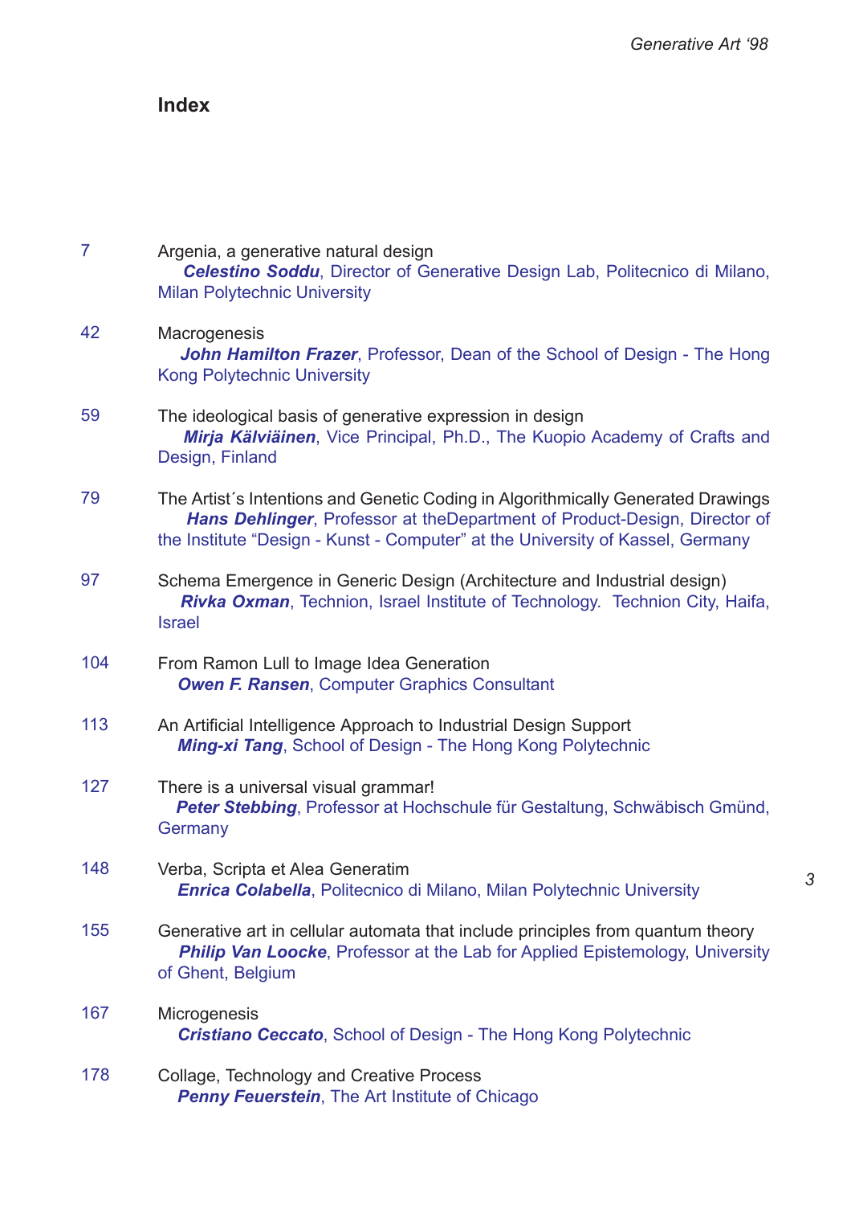## Index

7 Argenia, a generative natural design
***Celestino Soddu***, Director of Generative Design Lab, Politecnico di Milano, Milan Polytechnic University

42 Macrogenesis
***John Hamilton Frazer***, Professor, Dean of the School of Design - The Hong Kong Polytechnic University

59 The ideological basis of generative expression in design
***Mirja Kälviäinen***, Vice Principal, Ph.D., The Kuopio Academy of Crafts and Design, Finland

79 The Artist´s Intentions and Genetic Coding in Algorithmically Generated Drawings
***Hans Dehlinger***, Professor at theDepartment of Product-Design, Director of the Institute “Design - Kunst - Computer” at the University of Kassel, Germany

97 Schema Emergence in Generic Design (Architecture and Industrial design)
***Rivka Oxman***, Technion, Israel Institute of Technology. Technion City, Haifa, Israel

104 From Ramon Lull to Image Idea Generation
***Owen F. Ransen***, Computer Graphics Consultant

113 An Artificial Intelligence Approach to Industrial Design Support
***Ming-xi Tang***, School of Design - The Hong Kong Polytechnic

127 There is a universal visual grammar!
***Peter Stebbing***, Professor at Hochschule für Gestaltung, Schwäbisch Gmünd, Germany

148 Verba, Scripta et Alea Generatim
***Enrica Colabella***, Politecnico di Milano, Milan Polytechnic University

155 Generative art in cellular automata that include principles from quantum theory
***Philip Van Loocke***, Professor at the Lab for Applied Epistemology, University of Ghent, Belgium

167 Microgenesis
***Cristiano Ceccato***, School of Design - The Hong Kong Polytechnic

178 Collage, Technology and Creative Process
***Penny Feuerstein***, The Art Institute of Chicago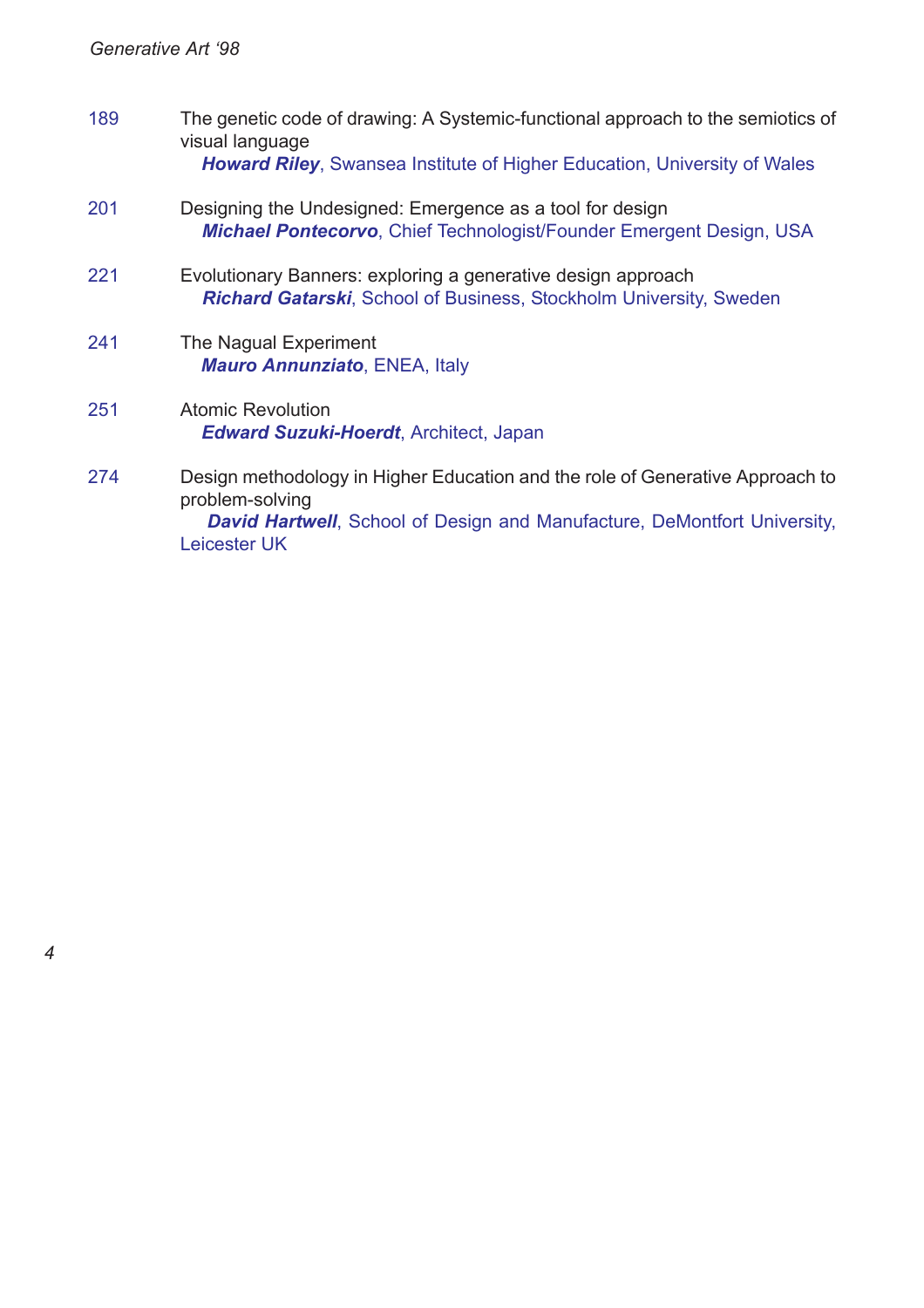189 The genetic code of drawing: A Systemic-functional approach to the semiotics of visual language
***Howard Riley***, Swansea Institute of Higher Education, University of Wales

201 Designing the Undesigned: Emergence as a tool for design
***Michael Pontecorvo***, Chief Technologist/Founder Emergent Design, USA

221 Evolutionary Banners: exploring a generative design approach
***Richard Gatarski***, School of Business, Stockholm University, Sweden

241 The Nagual Experiment
***Mauro Annunziato***, ENEA, Italy

251 Atomic Revolution
***Edward Suzuki-Hoerdt***, Architect, Japan

274 Design methodology in Higher Education and the role of Generative Approach to problem-solving
***David Hartwell***, School of Design and Manufacture, DeMontfort University, Leicester UK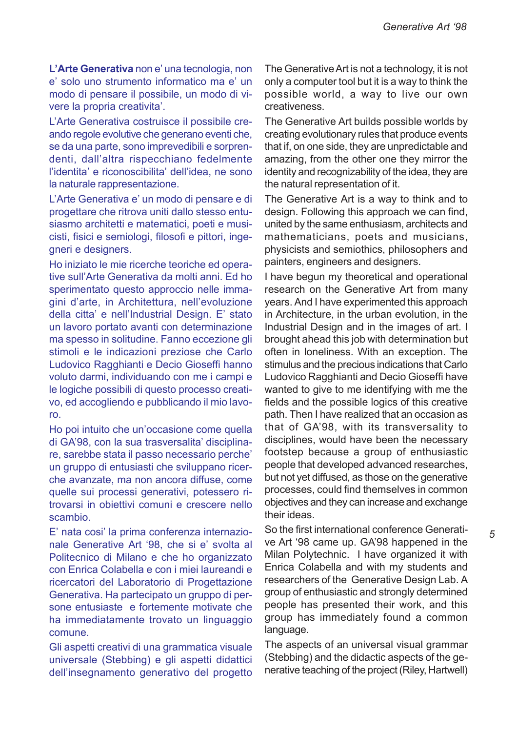**L'Arte Generativa** non e' una tecnologia, non e' solo uno strumento informatico ma e' un modo di pensare il possibile, un modo di vivere la propria creativita'.

L'Arte Generativa costruisce il possibile creando regole evolutive che generano eventi che, se da una parte, sono imprevedibili e sorprendenti, dall'altra rispecchiano fedelmente l'identita' e riconoscibilita' dell'idea, ne sono la naturale rappresentazione.

L'Arte Generativa e' un modo di pensare e di progettare che ritrova uniti dallo stesso entusiasmo architetti e matematici, poeti e musicisti, fisici e semiologi, filosofi e pittori, ingegneri e designers.

Ho iniziato le mie ricerche teoriche ed operative sull'Arte Generativa da molti anni. Ed ho sperimentato questo approccio nelle immagini d'arte, in Architettura, nell'evoluzione della citta' e nell'Industrial Design. E' stato un lavoro portato avanti con determinazione ma spesso in solitudine. Fanno eccezione gli stimoli e le indicazioni preziose che Carlo Ludovico Ragghianti e Decio Gioseffi hanno voluto darmi, individuando con me i campi e le logiche possibili di questo processo creativo, ed accogliendo e pubblicando il mio lavoro.

Ho poi intuito che un'occasione come quella di GA'98, con la sua trasversalita' disciplinare, sarebbe stata il passo necessario perche' un gruppo di entusiasti che sviluppano ricerche avanzate, ma non ancora diffuse, come quelle sui processi generativi, potessero ritrovarsi in obiettivi comuni e crescere nello scambio.

E' nata cosi' la prima conferenza internazionale Generative Art '98, che si e' svolta al Politecnico di Milano e che ho organizzato con Enrica Colabella e con i miei laureandi e ricercatori del Laboratorio di Progettazione Generativa. Ha partecipato un gruppo di persone entusiaste e fortemente motivate che ha immediatamente trovato un linguaggio comune.

Gli aspetti creativi di una grammatica visuale universale (Stebbing) e gli aspetti didattici dell'insegnamento generativo del progetto

The Generative Art is not a technology, it is not only a computer tool but it is a way to think the possible world, a way to live our own creativeness.

The Generative Art builds possible worlds by creating evolutionary rules that produce events that if, on one side, they are unpredictable and amazing, from the other one they mirror the identity and recognizability of the idea, they are the natural representation of it.

The Generative Art is a way to think and to design. Following this approach we can find, united by the same enthusiasm, architects and mathematicians, poets and musicians, physicists and semiothics, philosophers and painters, engineers and designers.

I have begun my theoretical and operational research on the Generative Art from many years. And I have experimented this approach in Architecture, in the urban evolution, in the Industrial Design and in the images of art. I brought ahead this job with determination but often in loneliness. With an exception. The stimulus and the precious indications that Carlo Ludovico Ragghianti and Decio Gioseffi have wanted to give to me identifying with me the fields and the possible logics of this creative path. Then I have realized that an occasion as that of GA'98, with its transversality to disciplines, would have been the necessary footstep because a group of enthusiastic people that developed advanced researches, but not yet diffused, as those on the generative processes, could find themselves in common objectives and they can increase and exchange their ideas.

So the first international conference Generative Art '98 came up. GA'98 happened in the Milan Polytechnic. I have organized it with Enrica Colabella and with my students and researchers of the Generative Design Lab. A group of enthusiastic and strongly determined people has presented their work, and this group has immediately found a common language.

The aspects of an universal visual grammar (Stebbing) and the didactic aspects of the generative teaching of the project (Riley, Hartwell)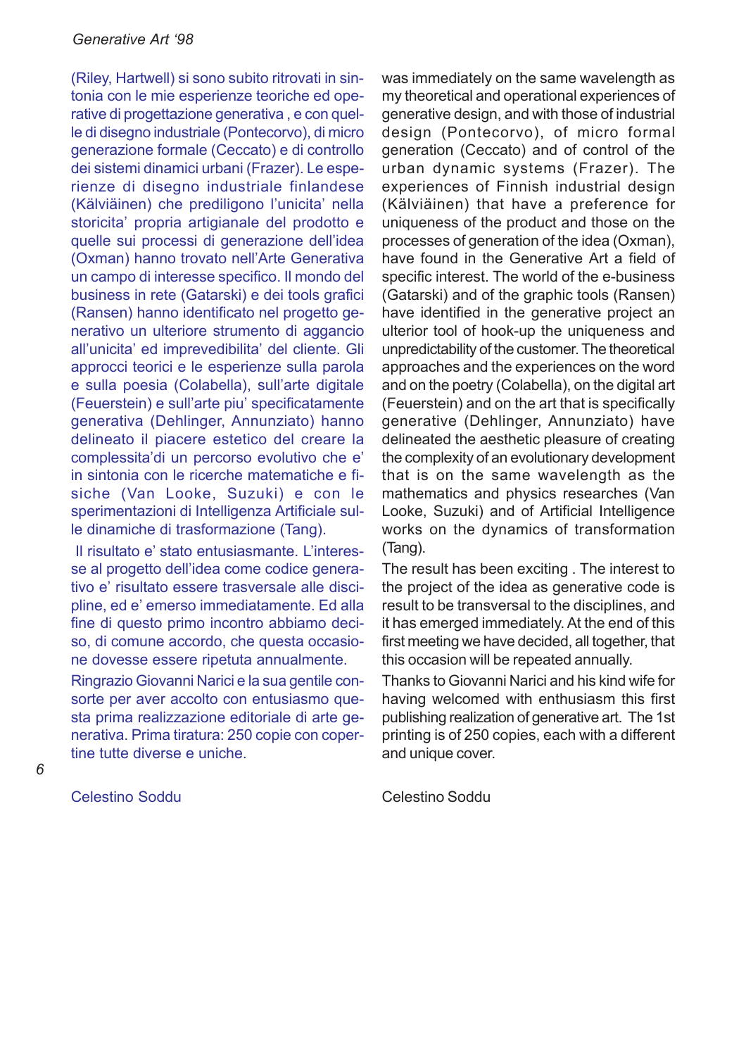(Riley, Hartwell) si sono subito ritrovati in sintonia con le mie esperienze teoriche ed operative di progettazione generativa , e con quelle di disegno industriale (Pontecorvo), di micro generazione formale (Ceccato) e di controllo dei sistemi dinamici urbani (Frazer). Le esperienze di disegno industriale finlandese (Kälviäinen) che prediligono l'unicita' nella storicita' propria artigianale del prodotto e quelle sui processi di generazione dell'idea (Oxman) hanno trovato nell'Arte Generativa un campo di interesse specifico. Il mondo del business in rete (Gatarski) e dei tools grafici (Ransen) hanno identificato nel progetto generativo un ulteriore strumento di aggancio all'unicita' ed imprevedibilita' del cliente. Gli approcci teorici e le esperienze sulla parola e sulla poesia (Colabella), sull'arte digitale (Feuerstein) e sull'arte piu' specificatamente generativa (Dehlinger, Annunziato) hanno delineato il piacere estetico del creare la complessita'di un percorso evolutivo che e' in sintonia con le ricerche matematiche e fisiche (Van Looke, Suzuki) e con le sperimentazioni di Intelligenza Artificiale sulle dinamiche di trasformazione (Tang).

Il risultato e' stato entusiasmante. L'interesse al progetto dell'idea come codice generativo e' risultato essere trasversale alle discipline, ed e' emerso immediatamente. Ed alla fine di questo primo incontro abbiamo deciso, di comune accordo, che questa occasione dovesse essere ripetuta annualmente.

Ringrazio Giovanni Narici e la sua gentile consorte per aver accolto con entusiasmo questa prima realizzazione editoriale di arte generativa. Prima tiratura: 250 copie con copertine tutte diverse e uniche.

Celestino Soddu

was immediately on the same wavelength as my theoretical and operational experiences of generative design, and with those of industrial design (Pontecorvo), of micro formal generation (Ceccato) and of control of the urban dynamic systems (Frazer). The experiences of Finnish industrial design (Kälviäinen) that have a preference for uniqueness of the product and those on the processes of generation of the idea (Oxman), have found in the Generative Art a field of specific interest. The world of the e-business (Gatarski) and of the graphic tools (Ransen) have identified in the generative project an ulterior tool of hook-up the uniqueness and unpredictability of the customer. The theoretical approaches and the experiences on the word and on the poetry (Colabella), on the digital art (Feuerstein) and on the art that is specifically generative (Dehlinger, Annunziato) have delineated the aesthetic pleasure of creating the complexity of an evolutionary development that is on the same wavelength as the mathematics and physics researches (Van Looke, Suzuki) and of Artificial Intelligence works on the dynamics of transformation (Tang).

The result has been exciting . The interest to the project of the idea as generative code is result to be transversal to the disciplines, and it has emerged immediately. At the end of this first meeting we have decided, all together, that this occasion will be repeated annually.

Thanks to Giovanni Narici and his kind wife for having welcomed with enthusiasm this first publishing realization of generative art. The 1st printing is of 250 copies, each with a different and unique cover.

Celestino Soddu